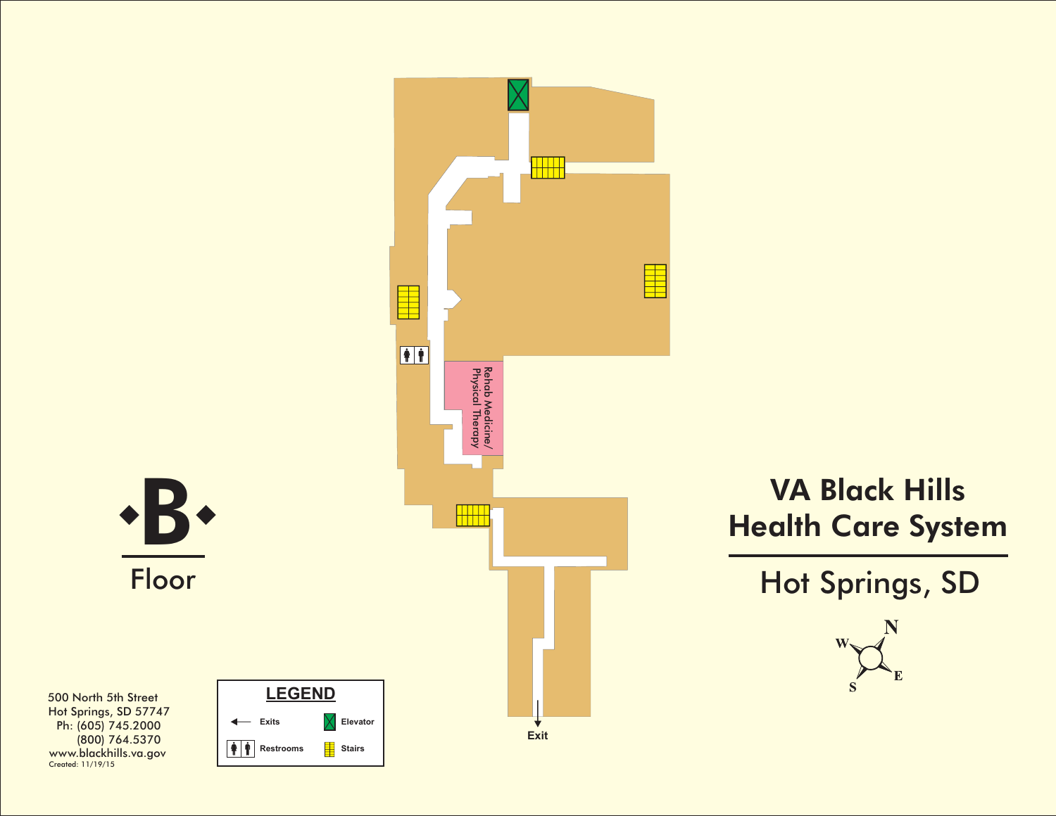# VA Black Hills Health Care System

## Hot Springs, SD

# B Floor

Rehab Medicine/ Physical Therapy

Exit

**LEGEND**

| | |
|---|---|
| Exits | Elevator |
| Restrooms | Stairs |

500 North 5th Street
Hot Springs, SD 57747
Ph: (605) 745.2000
(800) 764.5370
www.blackhills.va.gov
Created: 11/19/15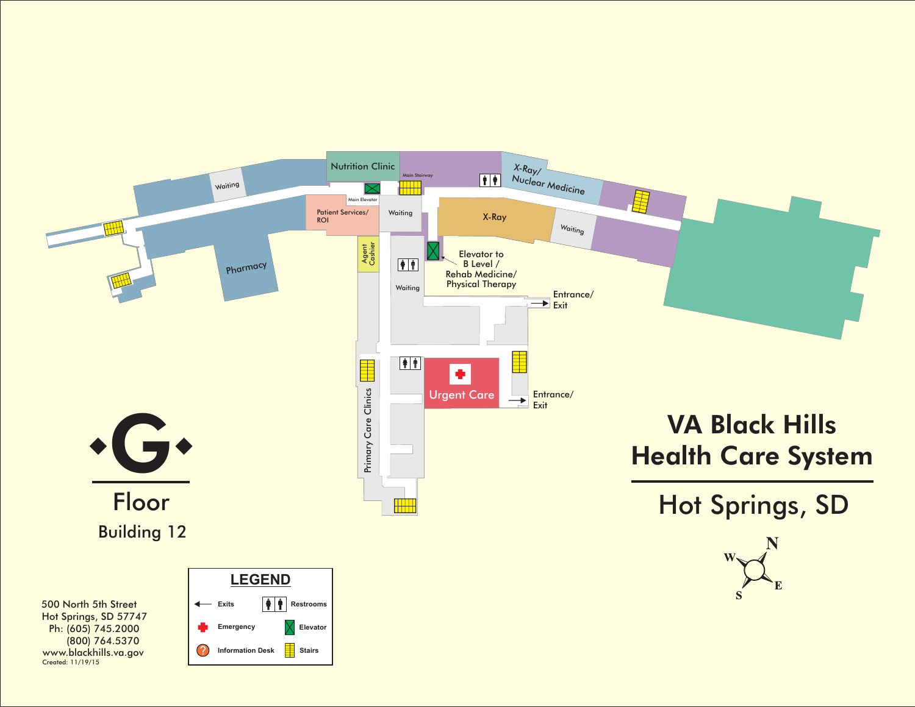# VA Black Hills Health Care System

## Hot Springs, SD

# G Floor

Building 12

Nutrition Clinic

Main Stairway

X-Ray/ Nuclear Medicine

Waiting

Main Elevator

Patient Services/ ROI

Waiting

X-Ray

Waiting

Pharmacy

Agent Cashier

Elevator to B Level / Rehab Medicine/ Physical Therapy

Waiting

Entrance/ Exit

Urgent Care

Entrance/ Exit

Primary Care Clinics

## LEGEND

- Exits
- Restrooms
- Emergency
- Elevator
- Information Desk
- Stairs

500 North 5th Street
Hot Springs, SD 57747
Ph: (605) 745.2000
(800) 764.5370
www.blackhills.va.gov
Created: 11/19/15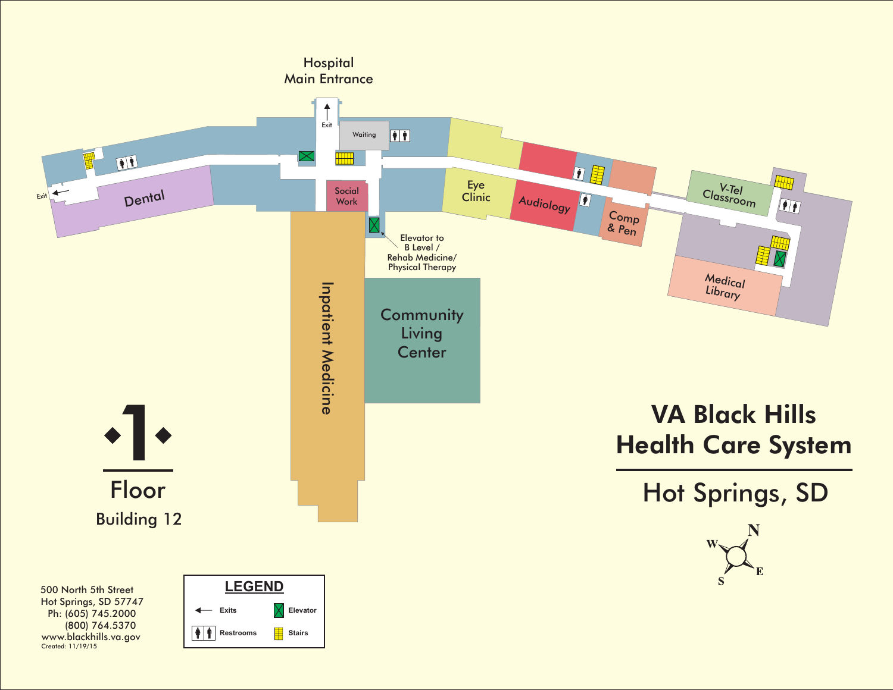# VA Black Hills Health Care System

## Hot Springs, SD

# 1 Floor

### Building 12

Hospital Main Entrance

Exit

Waiting

Social Work

Dental

Exit

Elevator to B Level / Rehab Medicine/ Physical Therapy

Inpatient Medicine

Community Living Center

Eye Clinic

Audiology

Comp & Pen

V-Tel Classroom

Medical Library

N W E S

500 North 5th Street
Hot Springs, SD 57747
Ph: (605) 745.2000
(800) 764.5370
www.blackhills.va.gov
Created: 11/19/15

**LEGEND**

| | |
|---|---|
| Exits | Elevator |
| Restrooms | Stairs |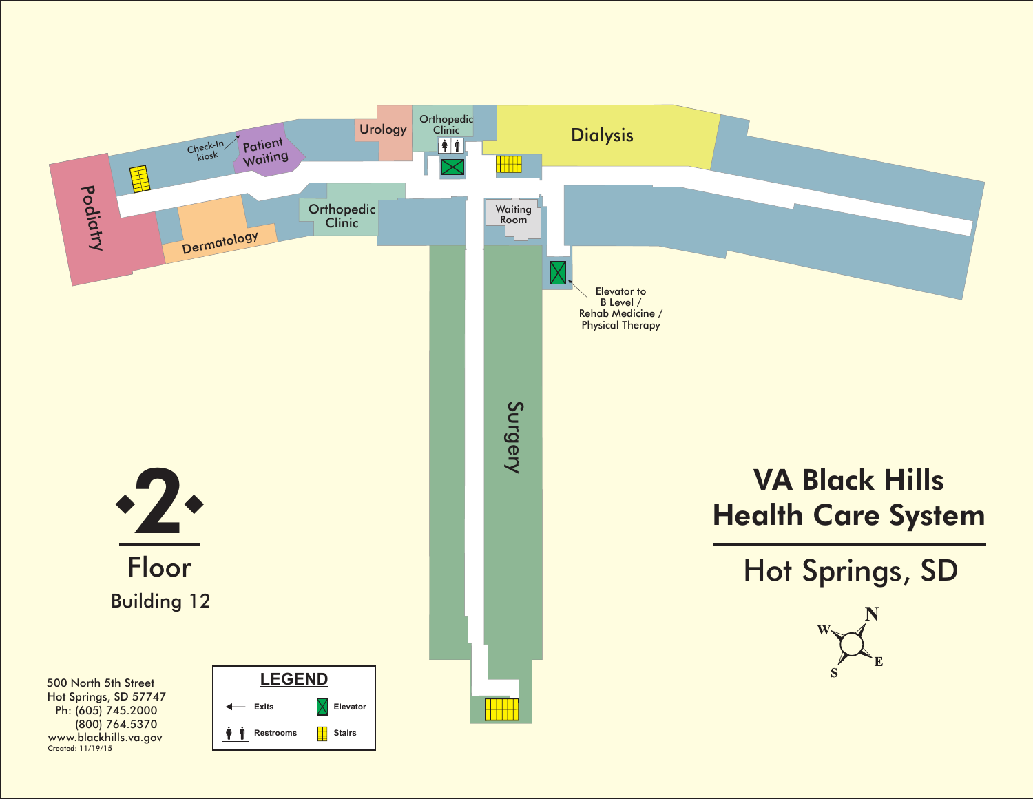# VA Black Hills Health Care System

## Hot Springs, SD

# 2 Floor

Building 12

Podiatry

Check-In kiosk

Patient Waiting

Dermatology

Orthopedic Clinic

Urology

Orthopedic Clinic

Dialysis

Waiting Room

Elevator to B Level / Rehab Medicine / Physical Therapy

Surgery

N W E S

500 North 5th Street
Hot Springs, SD 57747
Ph: (605) 745.2000
(800) 764.5370
www.blackhills.va.gov
Created: 11/19/15

**LEGEND**

| | |
|---|---|
| Exits | Elevator |
| Restrooms | Stairs |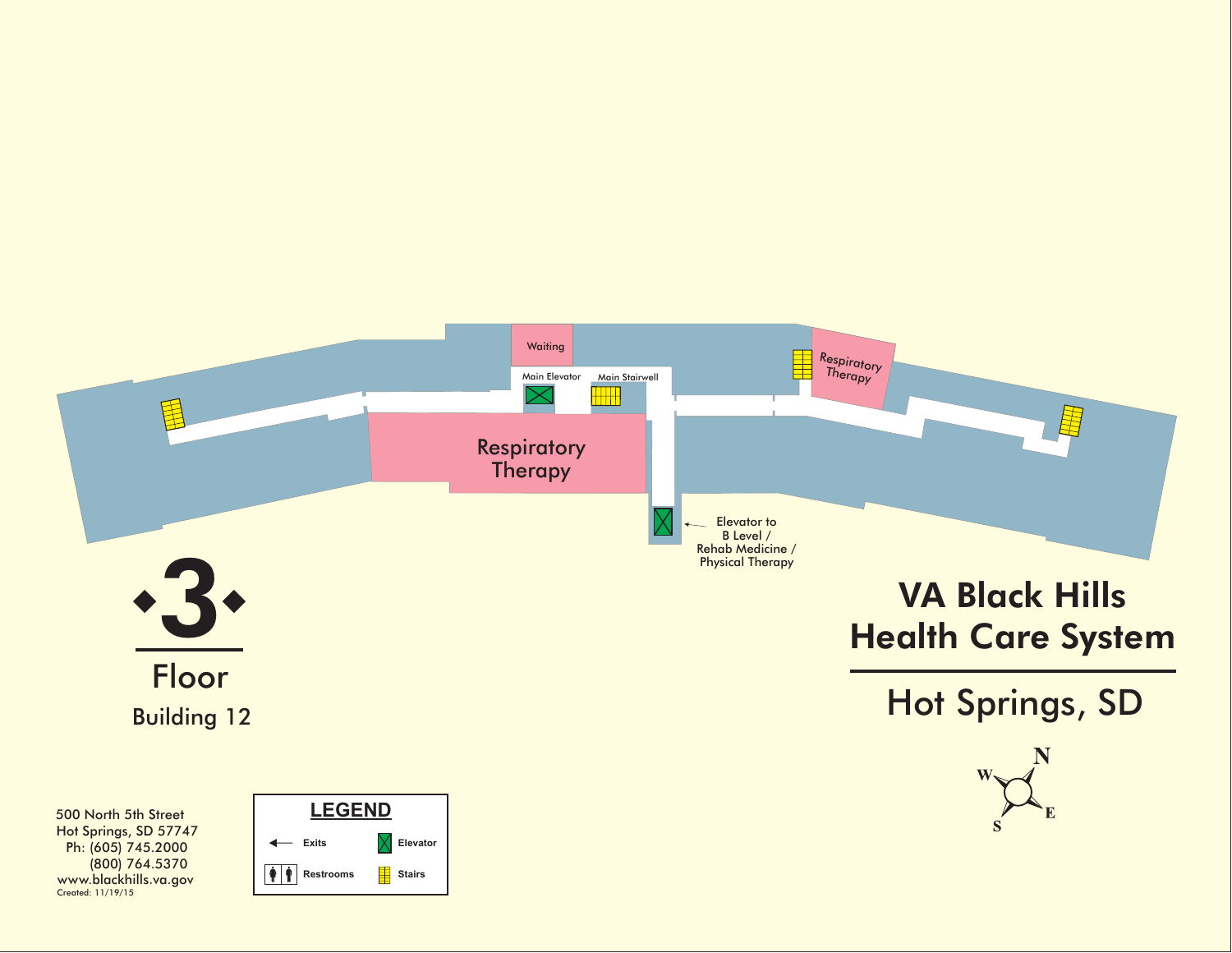Waiting

Main Elevator

Main Stairwell

Respiratory Therapy

Respiratory Therapy

Elevator to B Level / Rehab Medicine / Physical Therapy

# 3

## Floor

Building 12

# VA Black Hills Health Care System

## Hot Springs, SD

N
W
E
S

500 North 5th Street
Hot Springs, SD 57747
Ph: (605) 745.2000
(800) 764.5370
www.blackhills.va.gov
Created: 11/19/15

**LEGEND**

| | |
|---|---|
| Exits | Elevator |
| Restrooms | Stairs |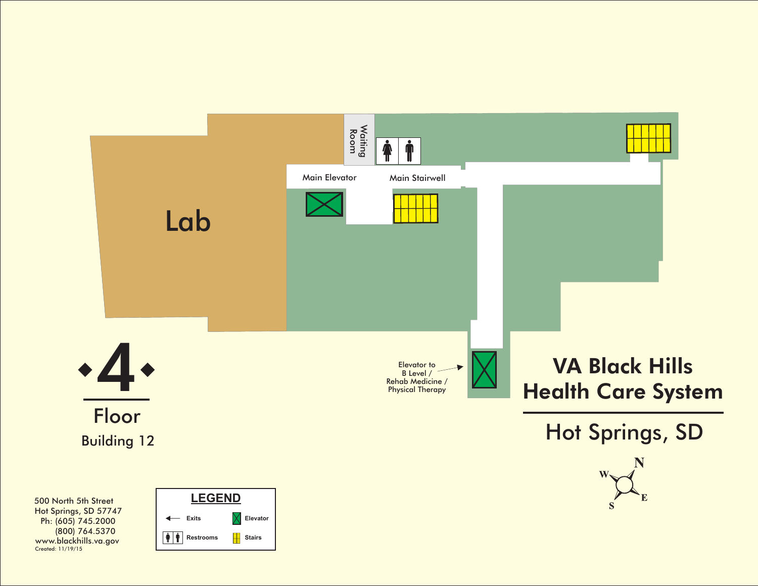Lab

Waiting Room

Main Elevator

Main Stairwell

Elevator to B Level / Rehab Medicine / Physical Therapy

# ·4·

Floor

Building 12

# VA Black Hills Health Care System

## Hot Springs, SD

N W E S

500 North 5th Street
Hot Springs, SD 57747
Ph: (605) 745.2000
(800) 764.5370
www.blackhills.va.gov
Created: 11/19/15

**LEGEND**

| | |
|---|---|
| Exits | Elevator |
| Restrooms | Stairs |